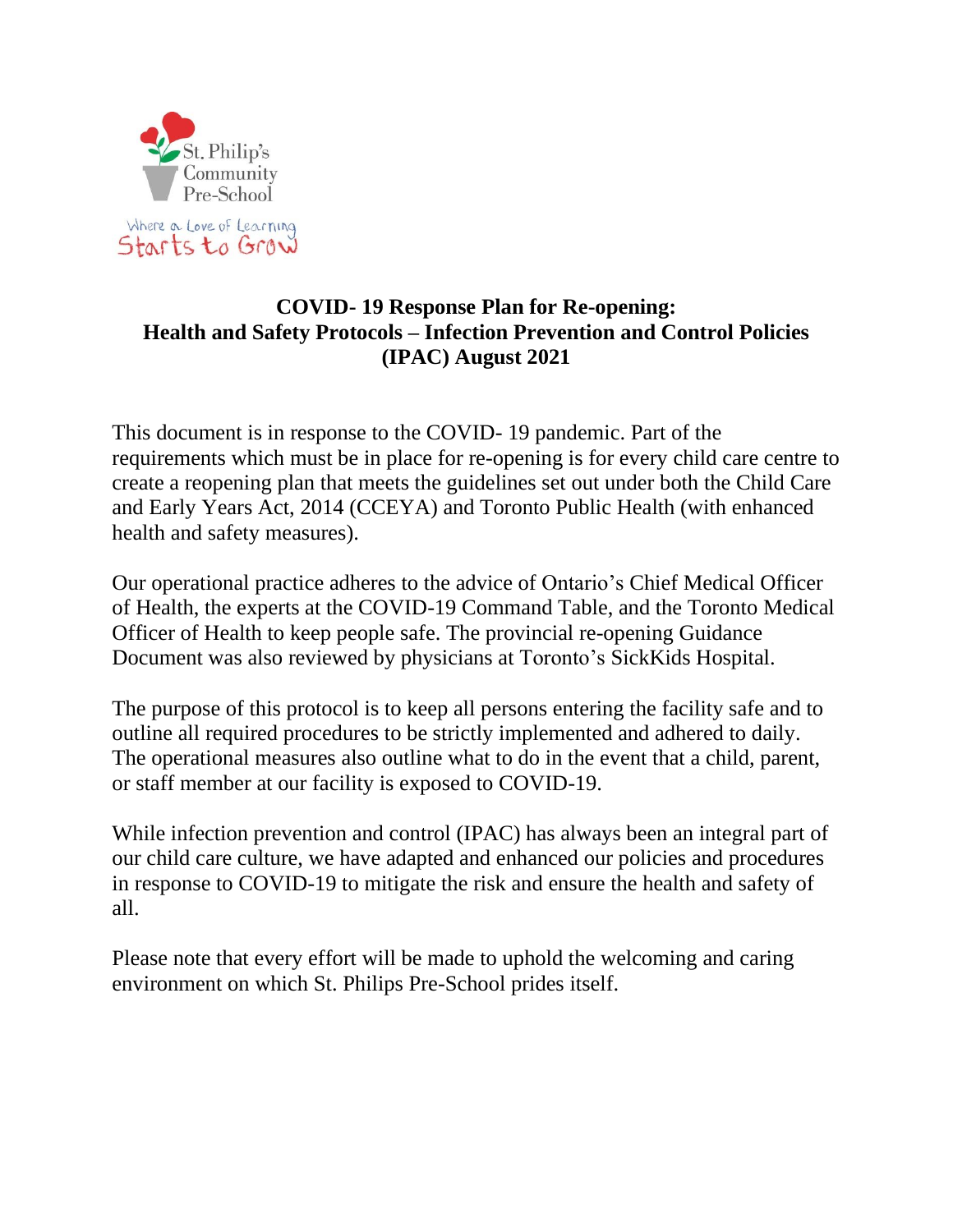St. Philip's Community Pre-School

Where a Love of Learning Starts to Grow

# COVID- 19 Response Plan for Re-opening: Health and Safety Protocols – Infection Prevention and Control Policies (IPAC) August 2021

This document is in response to the COVID- 19 pandemic. Part of the requirements which must be in place for re-opening is for every child care centre to create a reopening plan that meets the guidelines set out under both the Child Care and Early Years Act, 2014 (CCEYA) and Toronto Public Health (with enhanced health and safety measures).

Our operational practice adheres to the advice of Ontario's Chief Medical Officer of Health, the experts at the COVID-19 Command Table, and the Toronto Medical Officer of Health to keep people safe. The provincial re-opening Guidance Document was also reviewed by physicians at Toronto's SickKids Hospital.

The purpose of this protocol is to keep all persons entering the facility safe and to outline all required procedures to be strictly implemented and adhered to daily. The operational measures also outline what to do in the event that a child, parent, or staff member at our facility is exposed to COVID-19.

While infection prevention and control (IPAC) has always been an integral part of our child care culture, we have adapted and enhanced our policies and procedures in response to COVID-19 to mitigate the risk and ensure the health and safety of all.

Please note that every effort will be made to uphold the welcoming and caring environment on which St. Philips Pre-School prides itself.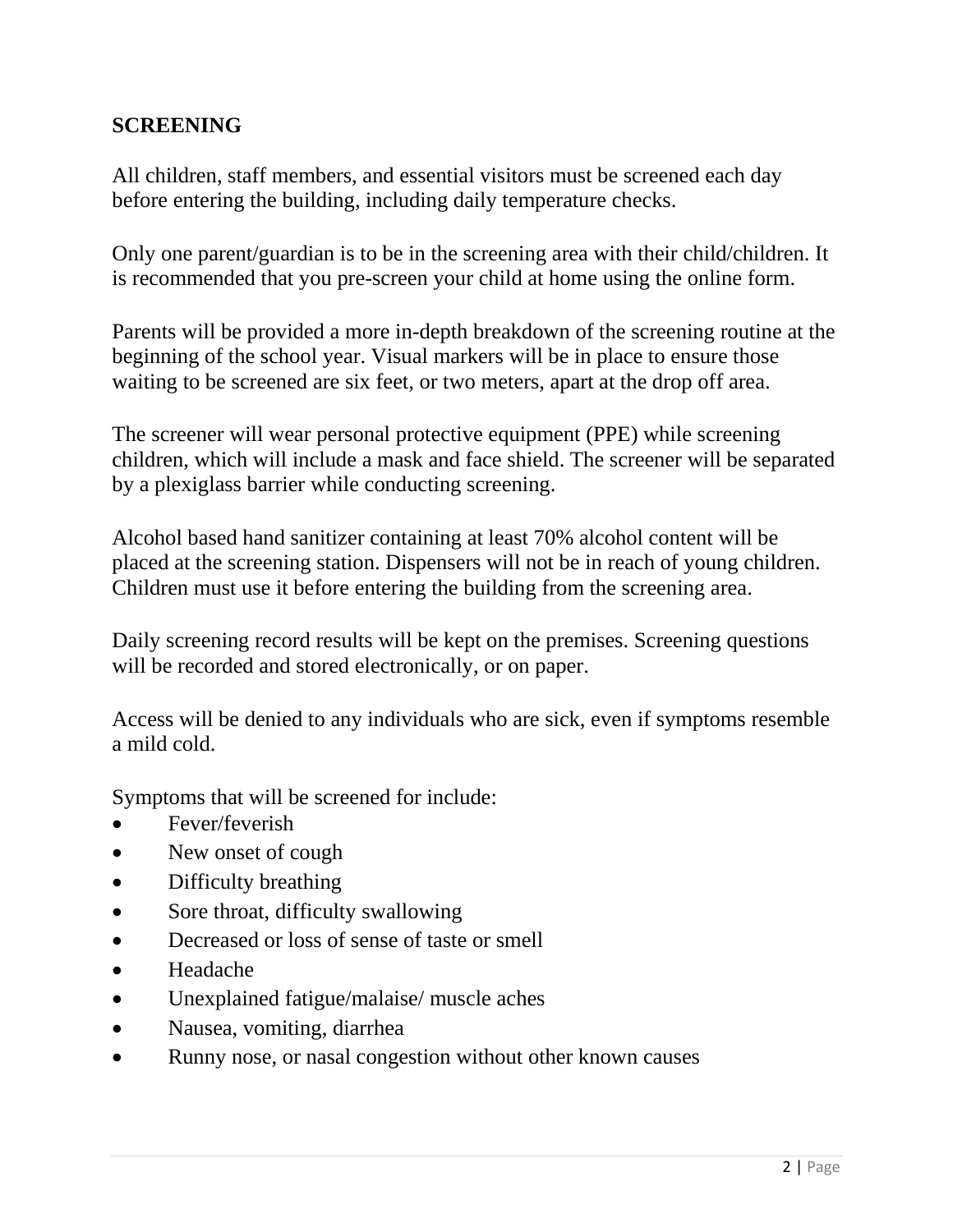## SCREENING

All children, staff members, and essential visitors must be screened each day before entering the building, including daily temperature checks.

Only one parent/guardian is to be in the screening area with their child/children. It is recommended that you pre-screen your child at home using the online form.

Parents will be provided a more in-depth breakdown of the screening routine at the beginning of the school year. Visual markers will be in place to ensure those waiting to be screened are six feet, or two meters, apart at the drop off area.

The screener will wear personal protective equipment (PPE) while screening children, which will include a mask and face shield. The screener will be separated by a plexiglass barrier while conducting screening.

Alcohol based hand sanitizer containing at least 70% alcohol content will be placed at the screening station. Dispensers will not be in reach of young children. Children must use it before entering the building from the screening area.

Daily screening record results will be kept on the premises. Screening questions will be recorded and stored electronically, or on paper.

Access will be denied to any individuals who are sick, even if symptoms resemble a mild cold.

Symptoms that will be screened for include:

- Fever/feverish
- New onset of cough
- Difficulty breathing
- Sore throat, difficulty swallowing
- Decreased or loss of sense of taste or smell
- Headache
- Unexplained fatigue/malaise/ muscle aches
- Nausea, vomiting, diarrhea
- Runny nose, or nasal congestion without other known causes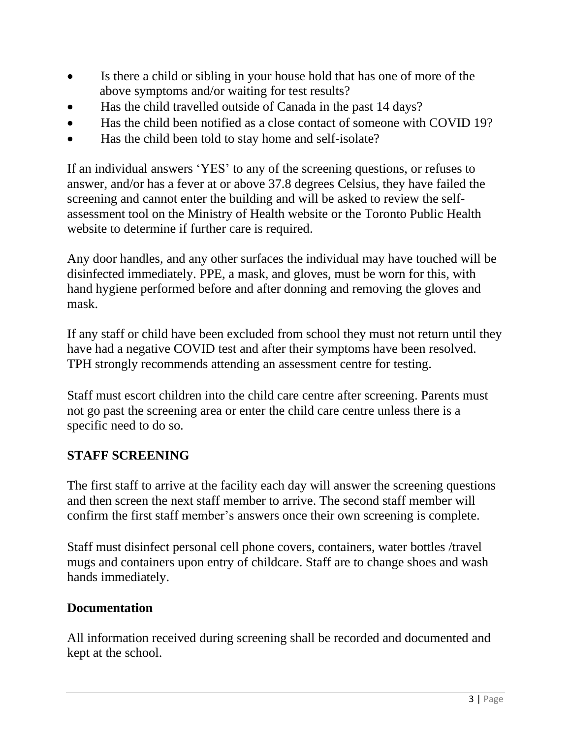- Is there a child or sibling in your house hold that has one of more of the above symptoms and/or waiting for test results?
- Has the child travelled outside of Canada in the past 14 days?
- Has the child been notified as a close contact of someone with COVID 19?
- Has the child been told to stay home and self-isolate?

If an individual answers 'YES' to any of the screening questions, or refuses to answer, and/or has a fever at or above 37.8 degrees Celsius, they have failed the screening and cannot enter the building and will be asked to review the self-assessment tool on the Ministry of Health website or the Toronto Public Health website to determine if further care is required.

Any door handles, and any other surfaces the individual may have touched will be disinfected immediately. PPE, a mask, and gloves, must be worn for this, with hand hygiene performed before and after donning and removing the gloves and mask.

If any staff or child have been excluded from school they must not return until they have had a negative COVID test and after their symptoms have been resolved. TPH strongly recommends attending an assessment centre for testing.

Staff must escort children into the child care centre after screening. Parents must not go past the screening area or enter the child care centre unless there is a specific need to do so.

## STAFF SCREENING

The first staff to arrive at the facility each day will answer the screening questions and then screen the next staff member to arrive. The second staff member will confirm the first staff member's answers once their own screening is complete.

Staff must disinfect personal cell phone covers, containers, water bottles /travel mugs and containers upon entry of childcare. Staff are to change shoes and wash hands immediately.

### Documentation

All information received during screening shall be recorded and documented and kept at the school.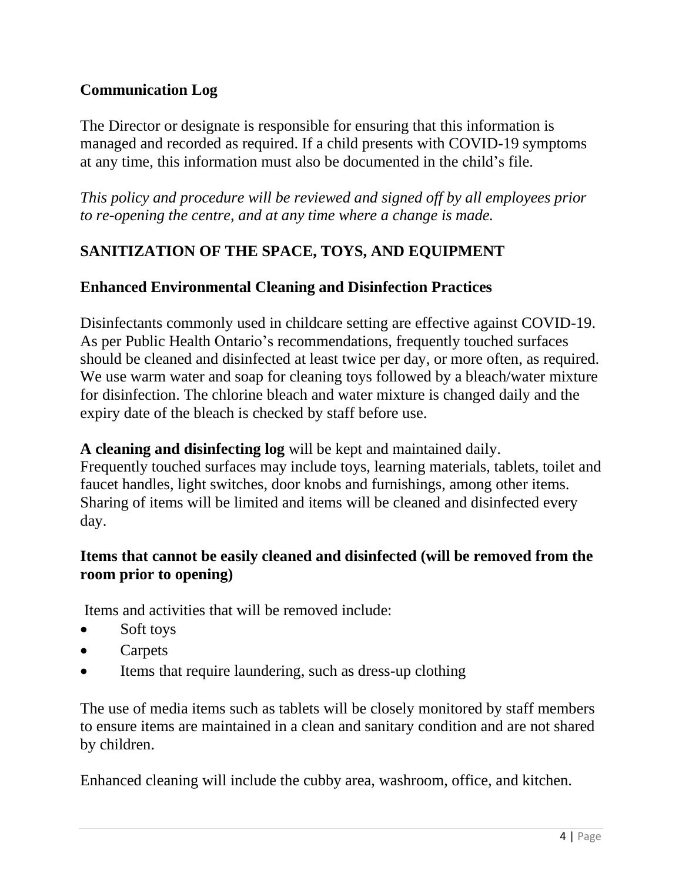## Communication Log

The Director or designate is responsible for ensuring that this information is managed and recorded as required. If a child presents with COVID-19 symptoms at any time, this information must also be documented in the child's file.

*This policy and procedure will be reviewed and signed off by all employees prior to re-opening the centre, and at any time where a change is made.*

## SANITIZATION OF THE SPACE, TOYS, AND EQUIPMENT

### Enhanced Environmental Cleaning and Disinfection Practices

Disinfectants commonly used in childcare setting are effective against COVID-19. As per Public Health Ontario's recommendations, frequently touched surfaces should be cleaned and disinfected at least twice per day, or more often, as required. We use warm water and soap for cleaning toys followed by a bleach/water mixture for disinfection. The chlorine bleach and water mixture is changed daily and the expiry date of the bleach is checked by staff before use.

**A cleaning and disinfecting log** will be kept and maintained daily.
Frequently touched surfaces may include toys, learning materials, tablets, toilet and faucet handles, light switches, door knobs and furnishings, among other items. Sharing of items will be limited and items will be cleaned and disinfected every day.

### Items that cannot be easily cleaned and disinfected (will be removed from the room prior to opening)

Items and activities that will be removed include:

- Soft toys
- Carpets
- Items that require laundering, such as dress-up clothing

The use of media items such as tablets will be closely monitored by staff members to ensure items are maintained in a clean and sanitary condition and are not shared by children.

Enhanced cleaning will include the cubby area, washroom, office, and kitchen.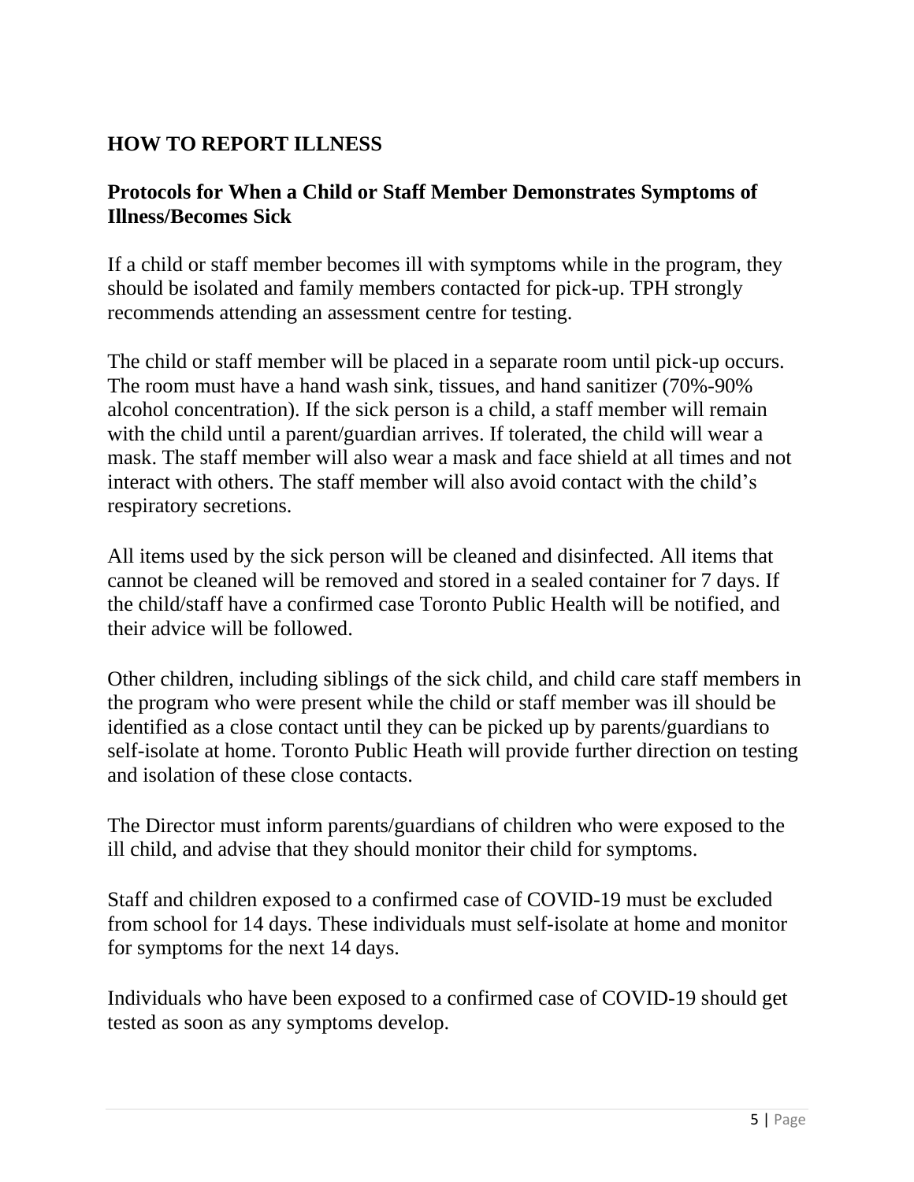## HOW TO REPORT ILLNESS

### Protocols for When a Child or Staff Member Demonstrates Symptoms of Illness/Becomes Sick

If a child or staff member becomes ill with symptoms while in the program, they should be isolated and family members contacted for pick-up. TPH strongly recommends attending an assessment centre for testing.

The child or staff member will be placed in a separate room until pick-up occurs. The room must have a hand wash sink, tissues, and hand sanitizer (70%-90% alcohol concentration). If the sick person is a child, a staff member will remain with the child until a parent/guardian arrives. If tolerated, the child will wear a mask. The staff member will also wear a mask and face shield at all times and not interact with others. The staff member will also avoid contact with the child's respiratory secretions.

All items used by the sick person will be cleaned and disinfected. All items that cannot be cleaned will be removed and stored in a sealed container for 7 days. If the child/staff have a confirmed case Toronto Public Health will be notified, and their advice will be followed.

Other children, including siblings of the sick child, and child care staff members in the program who were present while the child or staff member was ill should be identified as a close contact until they can be picked up by parents/guardians to self-isolate at home. Toronto Public Heath will provide further direction on testing and isolation of these close contacts.

The Director must inform parents/guardians of children who were exposed to the ill child, and advise that they should monitor their child for symptoms.

Staff and children exposed to a confirmed case of COVID-19 must be excluded from school for 14 days. These individuals must self-isolate at home and monitor for symptoms for the next 14 days.

Individuals who have been exposed to a confirmed case of COVID-19 should get tested as soon as any symptoms develop.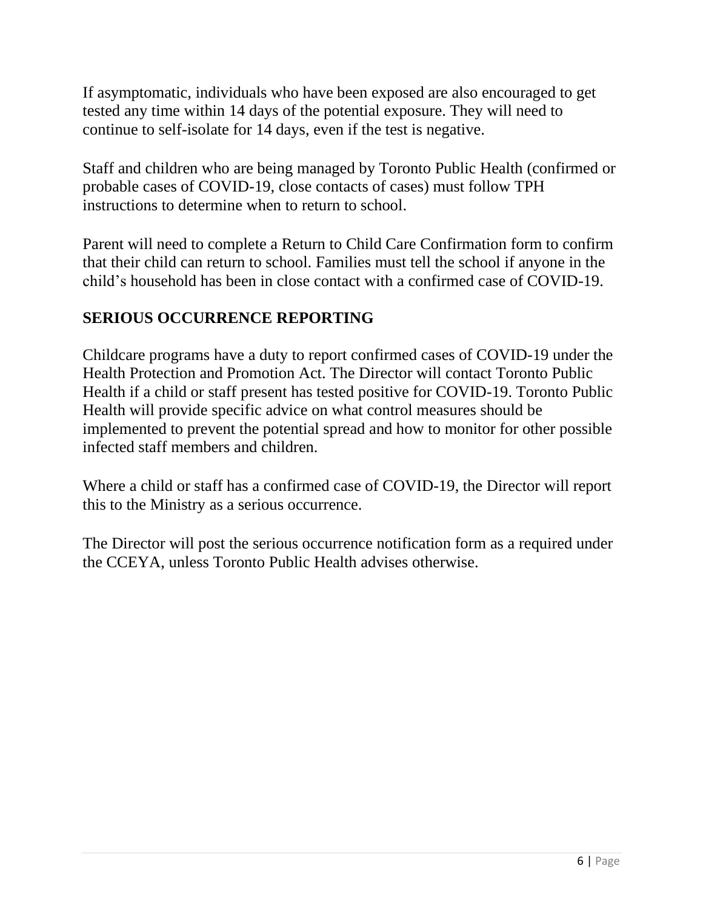If asymptomatic, individuals who have been exposed are also encouraged to get tested any time within 14 days of the potential exposure. They will need to continue to self-isolate for 14 days, even if the test is negative.

Staff and children who are being managed by Toronto Public Health (confirmed or probable cases of COVID-19, close contacts of cases) must follow TPH instructions to determine when to return to school.

Parent will need to complete a Return to Child Care Confirmation form to confirm that their child can return to school. Families must tell the school if anyone in the child's household has been in close contact with a confirmed case of COVID-19.

## SERIOUS OCCURRENCE REPORTING

Childcare programs have a duty to report confirmed cases of COVID-19 under the Health Protection and Promotion Act. The Director will contact Toronto Public Health if a child or staff present has tested positive for COVID-19. Toronto Public Health will provide specific advice on what control measures should be implemented to prevent the potential spread and how to monitor for other possible infected staff members and children.

Where a child or staff has a confirmed case of COVID-19, the Director will report this to the Ministry as a serious occurrence.

The Director will post the serious occurrence notification form as a required under the CCEYA, unless Toronto Public Health advises otherwise.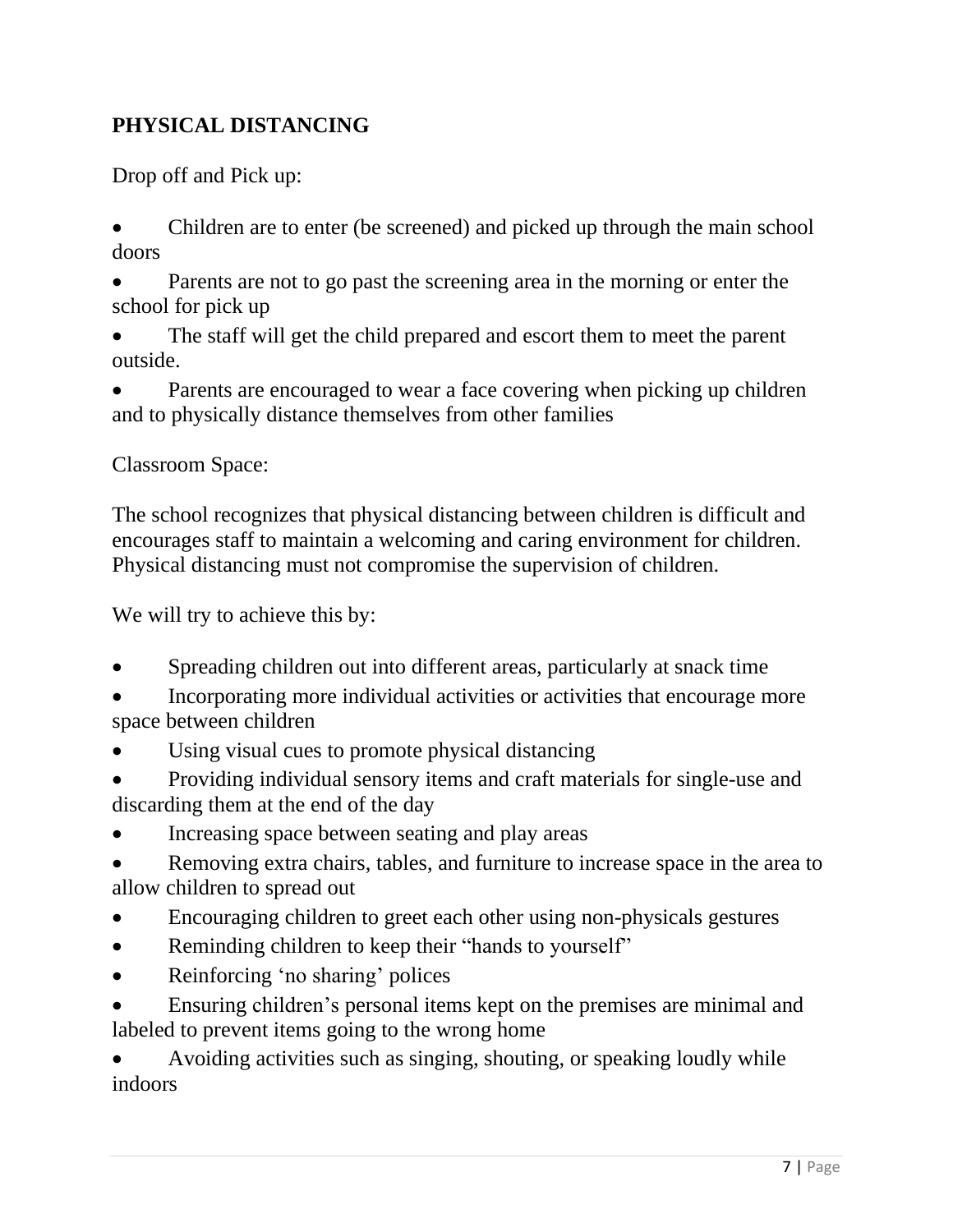## PHYSICAL DISTANCING

Drop off and Pick up:

- Children are to enter (be screened) and picked up through the main school doors
- Parents are not to go past the screening area in the morning or enter the school for pick up
- The staff will get the child prepared and escort them to meet the parent outside.
- Parents are encouraged to wear a face covering when picking up children and to physically distance themselves from other families

Classroom Space:

The school recognizes that physical distancing between children is difficult and encourages staff to maintain a welcoming and caring environment for children. Physical distancing must not compromise the supervision of children.

We will try to achieve this by:

- Spreading children out into different areas, particularly at snack time
- Incorporating more individual activities or activities that encourage more space between children
- Using visual cues to promote physical distancing
- Providing individual sensory items and craft materials for single-use and discarding them at the end of the day
- Increasing space between seating and play areas
- Removing extra chairs, tables, and furniture to increase space in the area to allow children to spread out
- Encouraging children to greet each other using non-physicals gestures
- Reminding children to keep their “hands to yourself”
- Reinforcing ‘no sharing’ polices
- Ensuring children’s personal items kept on the premises are minimal and labeled to prevent items going to the wrong home
- Avoiding activities such as singing, shouting, or speaking loudly while indoors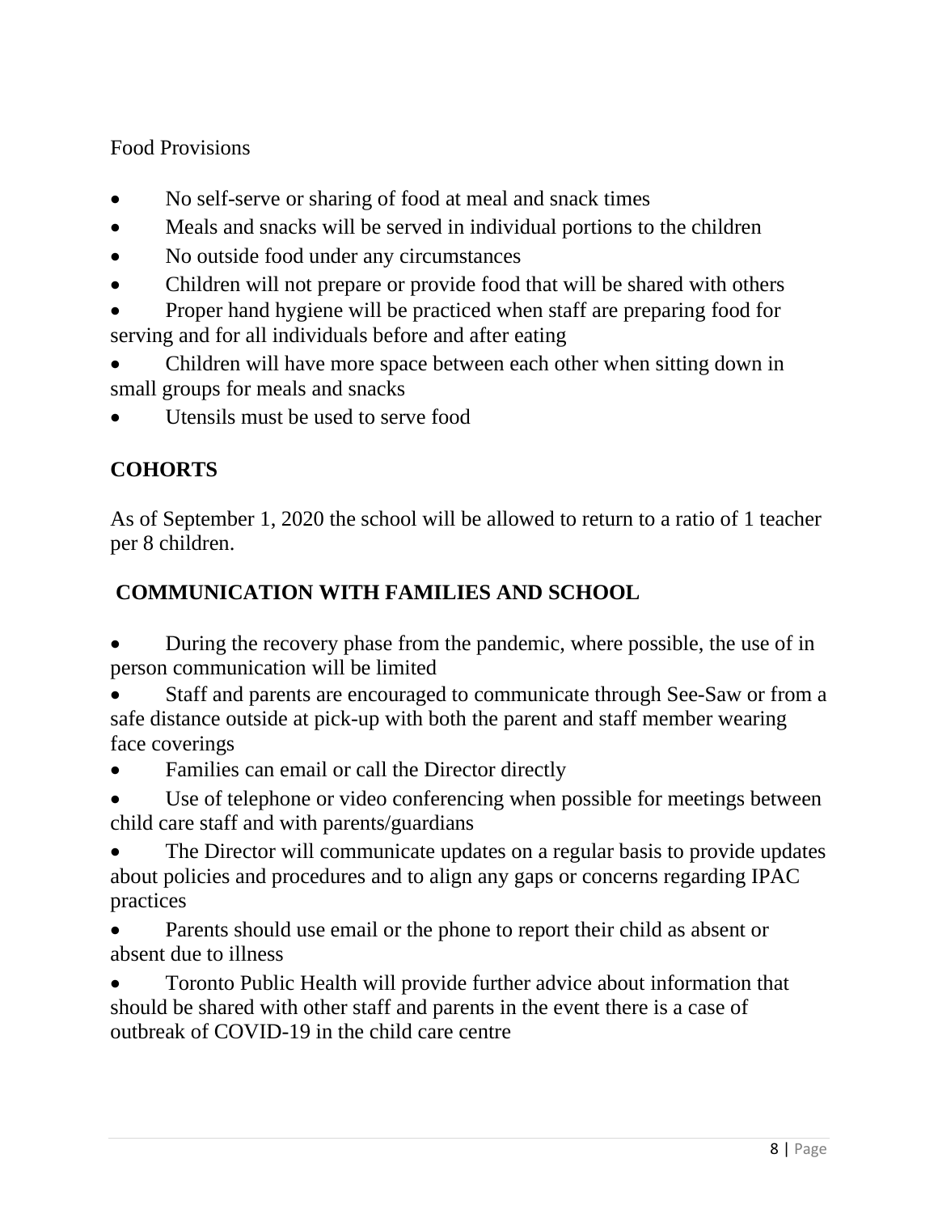Food Provisions

- No self-serve or sharing of food at meal and snack times
- Meals and snacks will be served in individual portions to the children
- No outside food under any circumstances
- Children will not prepare or provide food that will be shared with others
- Proper hand hygiene will be practiced when staff are preparing food for serving and for all individuals before and after eating
- Children will have more space between each other when sitting down in small groups for meals and snacks
- Utensils must be used to serve food

## COHORTS

As of September 1, 2020 the school will be allowed to return to a ratio of 1 teacher per 8 children.

## COMMUNICATION WITH FAMILIES AND SCHOOL

- During the recovery phase from the pandemic, where possible, the use of in person communication will be limited
- Staff and parents are encouraged to communicate through See-Saw or from a safe distance outside at pick-up with both the parent and staff member wearing face coverings
- Families can email or call the Director directly
- Use of telephone or video conferencing when possible for meetings between child care staff and with parents/guardians
- The Director will communicate updates on a regular basis to provide updates about policies and procedures and to align any gaps or concerns regarding IPAC practices
- Parents should use email or the phone to report their child as absent or absent due to illness
- Toronto Public Health will provide further advice about information that should be shared with other staff and parents in the event there is a case of outbreak of COVID-19 in the child care centre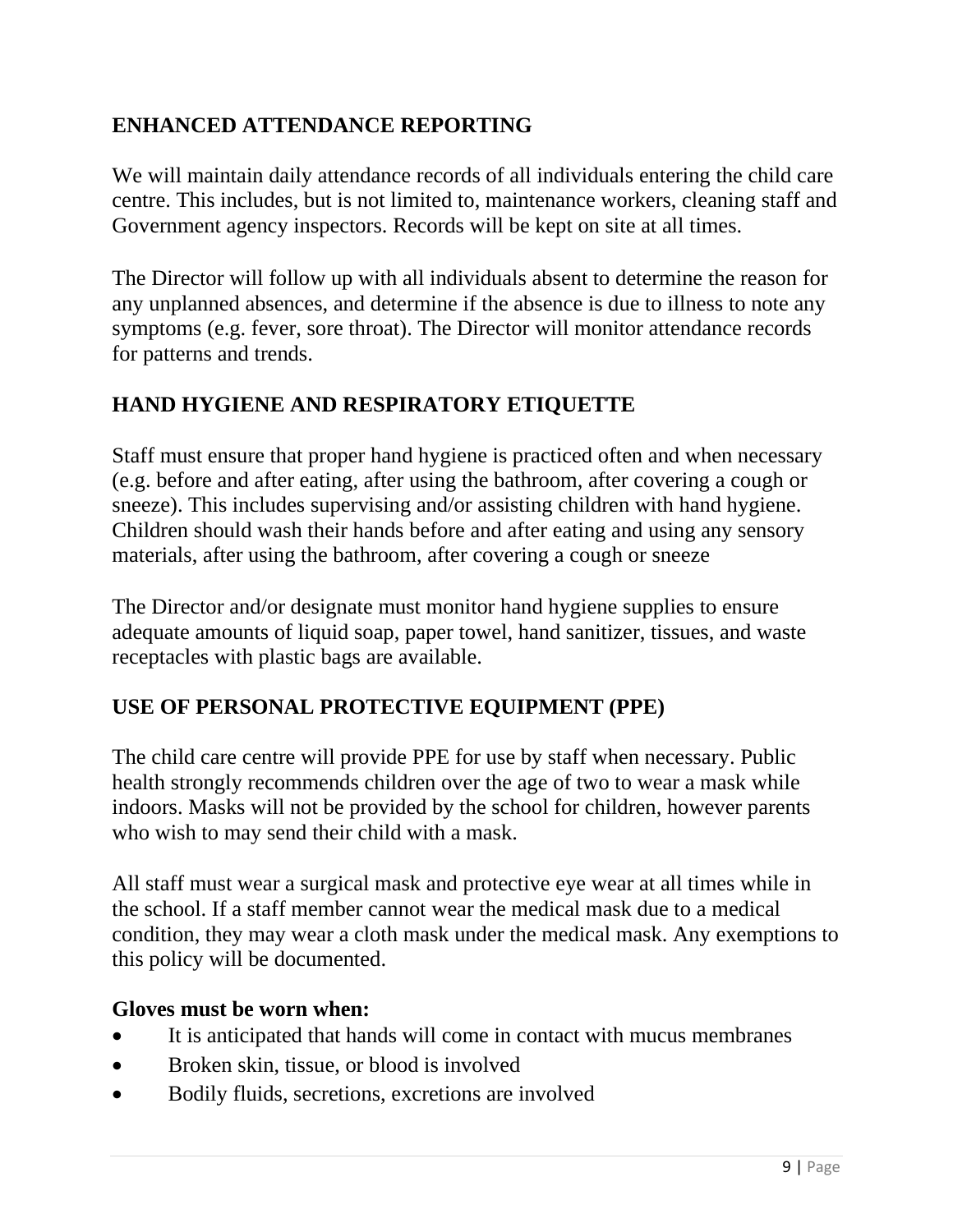## ENHANCED ATTENDANCE REPORTING

We will maintain daily attendance records of all individuals entering the child care centre. This includes, but is not limited to, maintenance workers, cleaning staff and Government agency inspectors. Records will be kept on site at all times.

The Director will follow up with all individuals absent to determine the reason for any unplanned absences, and determine if the absence is due to illness to note any symptoms (e.g. fever, sore throat). The Director will monitor attendance records for patterns and trends.

## HAND HYGIENE AND RESPIRATORY ETIQUETTE

Staff must ensure that proper hand hygiene is practiced often and when necessary (e.g. before and after eating, after using the bathroom, after covering a cough or sneeze). This includes supervising and/or assisting children with hand hygiene. Children should wash their hands before and after eating and using any sensory materials, after using the bathroom, after covering a cough or sneeze

The Director and/or designate must monitor hand hygiene supplies to ensure adequate amounts of liquid soap, paper towel, hand sanitizer, tissues, and waste receptacles with plastic bags are available.

## USE OF PERSONAL PROTECTIVE EQUIPMENT (PPE)

The child care centre will provide PPE for use by staff when necessary. Public health strongly recommends children over the age of two to wear a mask while indoors. Masks will not be provided by the school for children, however parents who wish to may send their child with a mask.

All staff must wear a surgical mask and protective eye wear at all times while in the school. If a staff member cannot wear the medical mask due to a medical condition, they may wear a cloth mask under the medical mask. Any exemptions to this policy will be documented.

**Gloves must be worn when:**

- It is anticipated that hands will come in contact with mucus membranes
- Broken skin, tissue, or blood is involved
- Bodily fluids, secretions, excretions are involved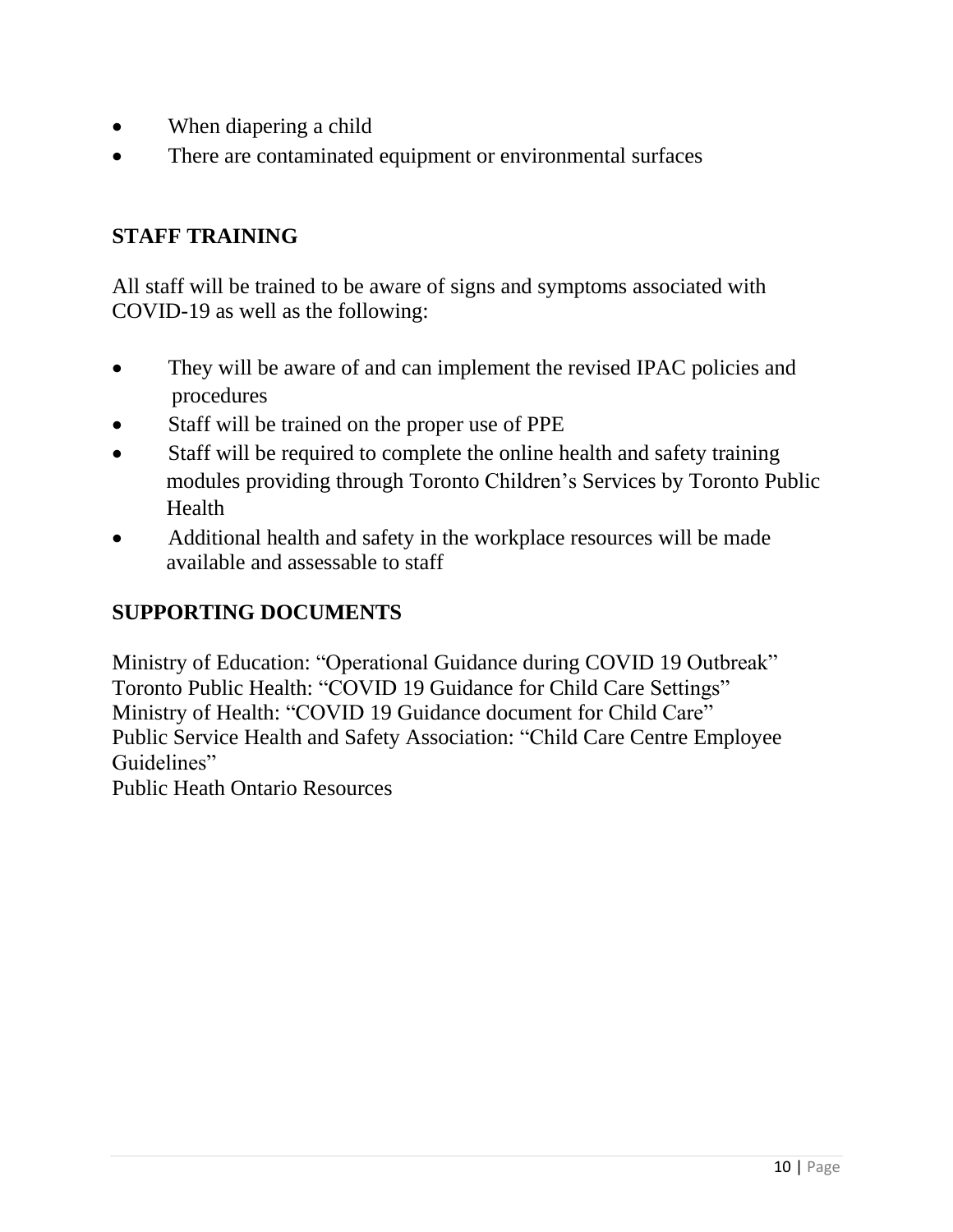- When diapering a child
- There are contaminated equipment or environmental surfaces

## STAFF TRAINING

All staff will be trained to be aware of signs and symptoms associated with COVID-19 as well as the following:

- They will be aware of and can implement the revised IPAC policies and procedures
- Staff will be trained on the proper use of PPE
- Staff will be required to complete the online health and safety training modules providing through Toronto Children's Services by Toronto Public Health
- Additional health and safety in the workplace resources will be made available and assessable to staff

## SUPPORTING DOCUMENTS

Ministry of Education: "Operational Guidance during COVID 19 Outbreak"
Toronto Public Health: "COVID 19 Guidance for Child Care Settings"
Ministry of Health: "COVID 19 Guidance document for Child Care"
Public Service Health and Safety Association: "Child Care Centre Employee Guidelines"
Public Heath Ontario Resources